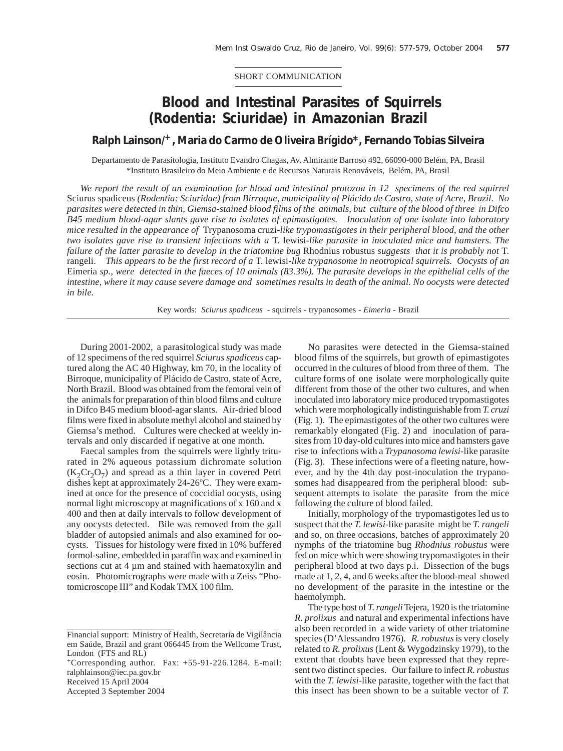SHORT COMMUNICATION

# Blood and Intestinal Parasites of Squirrels (Rodentia: Sciuridae) in Amazonian Brazil

**Ralph Lainson/+, Maria do Carmo de Oliveira Brígido*, Fernando Tobias Silveira**

Departamento de Parasitologia, Instituto Evandro Chagas, Av. Almirante Barroso 492, 66090-000 Belém, PA, Brasil
*Instituto Brasileiro do Meio Ambiente e de Recursos Naturais Renováveis, Belém, PA, Brasil

*We report the result of an examination for blood and intestinal protozoa in 12 specimens of the red squirrel* Sciurus spadiceus *(Rodentia: Sciuridae) from Birroque, municipality of Plácido de Castro, state of Acre, Brazil. No parasites were detected in thin, Giemsa-stained blood films of the animals, but culture of the blood of three in Difco B45 medium blood-agar slants gave rise to isolates of epimastigotes. Inoculation of one isolate into laboratory mice resulted in the appearance of* Trypanosoma cruzi*-like trypomastigotes in their peripheral blood, and the other two isolates gave rise to transient infections with a* T. lewisi*-like parasite in inoculated mice and hamsters. The failure of the latter parasite to develop in the triatomine bug* Rhodnius robustus *suggests that it is probably not* T. rangeli. *This appears to be the first record of a* T. lewisi*-like trypanosome in neotropical squirrels. Oocysts of an* Eimeria *sp., were detected in the faeces of 10 animals (83.3%). The parasite develops in the epithelial cells of the intestine, where it may cause severe damage and sometimes results in death of the animal. No oocysts were detected in bile.*

Key words: *Sciurus spadiceus* - squirrels - trypanosomes - *Eimeria* - Brazil

During 2001-2002, a parasitological study was made of 12 specimens of the red squirrel *Sciurus spadiceus* captured along the AC 40 Highway, km 70, in the locality of Birroque, municipality of Plácido de Castro, state of Acre, North Brazil. Blood was obtained from the femoral vein of the animals for preparation of thin blood films and culture in Difco B45 medium blood-agar slants. Air-dried blood films were fixed in absolute methyl alcohol and stained by Giemsa's method. Cultures were checked at weekly intervals and only discarded if negative at one month.

Faecal samples from the squirrels were lightly triturated in 2% aqueous potassium dichromate solution ($K_2Cr_2O_7$) and spread as a thin layer in covered Petri dishes kept at approximately 24-26ºC. They were examined at once for the presence of coccidial oocysts, using normal light microscopy at magnifications of x 160 and x 400 and then at daily intervals to follow development of any oocysts detected. Bile was removed from the gall bladder of autopsied animals and also examined for oocysts. Tissues for histology were fixed in 10% buffered formol-saline, embedded in paraffin wax and examined in sections cut at 4 µm and stained with haematoxylin and eosin. Photomicrographs were made with a Zeiss "Photomicroscope III" and Kodak TMX 100 film.

No parasites were detected in the Giemsa-stained blood films of the squirrels, but growth of epimastigotes occurred in the cultures of blood from three of them. The culture forms of one isolate were morphologically quite different from those of the other two cultures, and when inoculated into laboratory mice produced trypomastigotes which were morphologically indistinguishable from *T. cruzi* (Fig. 1). The epimastigotes of the other two cultures were remarkably elongated (Fig. 2) and inoculation of parasites from 10 day-old cultures into mice and hamsters gave rise to infections with a *Trypanosoma lewisi*-like parasite (Fig. 3). These infections were of a fleeting nature, however, and by the 4th day post-inoculation the trypanosomes had disappeared from the peripheral blood: subsequent attempts to isolate the parasite from the mice following the culture of blood failed.

Initially, morphology of the trypomastigotes led us to suspect that the *T. lewisi*-like parasite might be *T. rangeli* and so, on three occasions, batches of approximately 20 nymphs of the triatomine bug *Rhodnius robustus* were fed on mice which were showing trypomastigotes in their peripheral blood at two days p.i. Dissection of the bugs made at 1, 2, 4, and 6 weeks after the blood-meal showed no development of the parasite in the intestine or the haemolymph.

The type host of *T. rangeli* Tejera, 1920 is the triatomine *R. prolixus* and natural and experimental infections have also been recorded in a wide variety of other triatomine species (D'Alessandro 1976). *R. robustus* is very closely related to *R. prolixus* (Lent & Wygodzinsky 1979), to the extent that doubts have been expressed that they represent two distinct species. Our failure to infect *R. robustus* with the *T. lewisi*-like parasite, together with the fact that this insect has been shown to be a suitable vector of *T.*

Financial support: Ministry of Health, Secretaria de Vigilância em Saúde, Brazil and grant 066445 from the Wellcome Trust, London (FTS and RL)
+Corresponding author. Fax: +55-91-226.1284. E-mail: ralphlainson@iec.pa.gov.br
Received 15 April 2004
Accepted 3 September 2004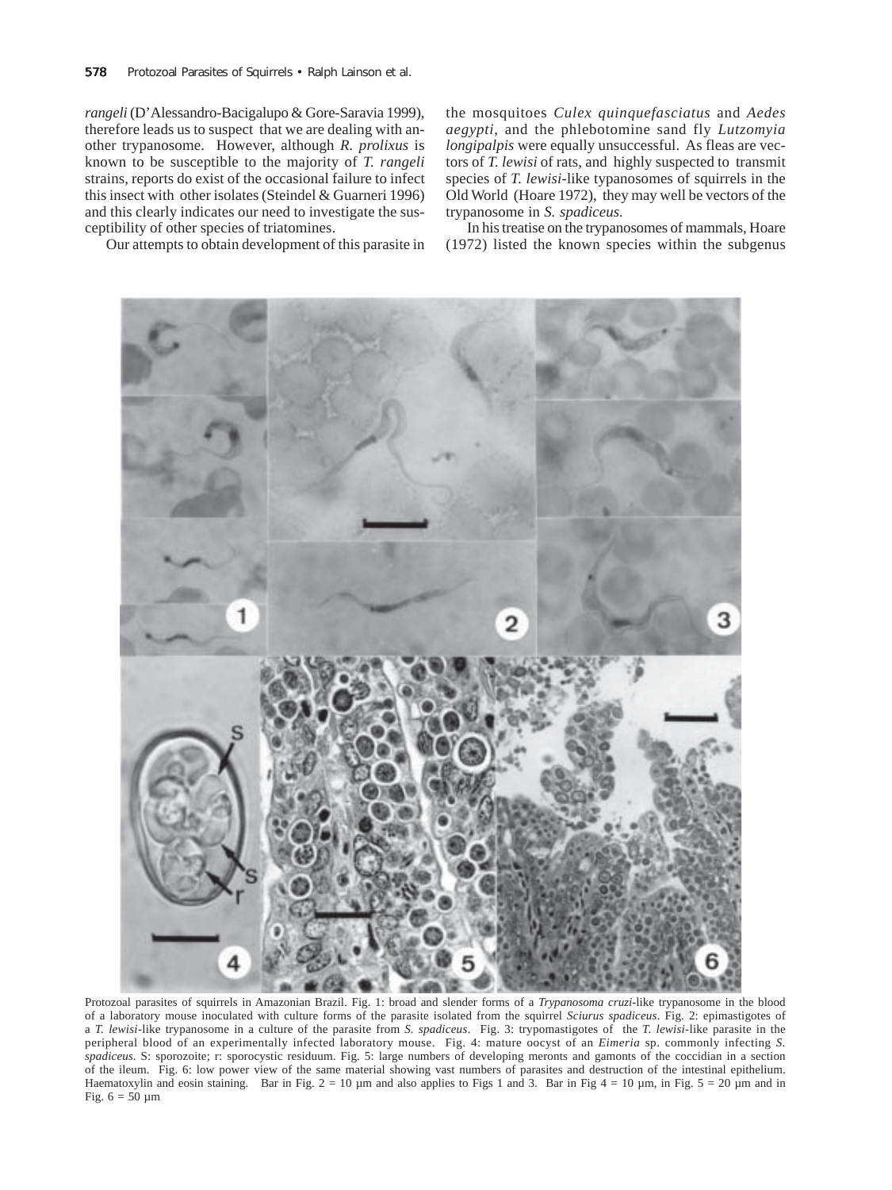*rangeli* (D'Alessandro-Bacigalupo & Gore-Saravia 1999), therefore leads us to suspect that we are dealing with another trypanosome. However, although *R. prolixus* is known to be susceptible to the majority of *T. rangeli* strains, reports do exist of the occasional failure to infect this insect with other isolates (Steindel & Guarneri 1996) and this clearly indicates our need to investigate the susceptibility of other species of triatomines.

Our attempts to obtain development of this parasite in the mosquitoes *Culex quinquefasciatus* and *Aedes aegypti*, and the phlebotomine sand fly *Lutzomyia longipalpis* were equally unsuccessful. As fleas are vectors of *T. lewisi* of rats, and highly suspected to transmit species of *T. lewisi*-like typanosomes of squirrels in the Old World (Hoare 1972), they may well be vectors of the trypanosome in *S. spadiceus.*

In his treatise on the trypanosomes of mammals, Hoare (1972) listed the known species within the subgenus

Protozoal parasites of squirrels in Amazonian Brazil. Fig. 1: broad and slender forms of a *Trypanosoma cruzi*-like trypanosome in the blood of a laboratory mouse inoculated with culture forms of the parasite isolated from the squirrel *Sciurus spadiceus*. Fig. 2: epimastigotes of a *T. lewisi*-like trypanosome in a culture of the parasite from *S. spadiceus*. Fig. 3: trypomastigotes of the *T. lewisi*-like parasite in the peripheral blood of an experimentally infected laboratory mouse. Fig. 4: mature oocyst of an *Eimeria* sp. commonly infecting *S. spadiceus.* S: sporozoite; r: sporocystic residuum. Fig. 5: large numbers of developing meronts and gamonts of the coccidian in a section of the ileum. Fig. 6: low power view of the same material showing vast numbers of parasites and destruction of the intestinal epithelium. Haematoxylin and eosin staining. Bar in Fig. 2 = 10 µm and also applies to Figs 1 and 3. Bar in Fig 4 = 10 µm, in Fig. 5 = 20 µm and in Fig. 6 = 50 µm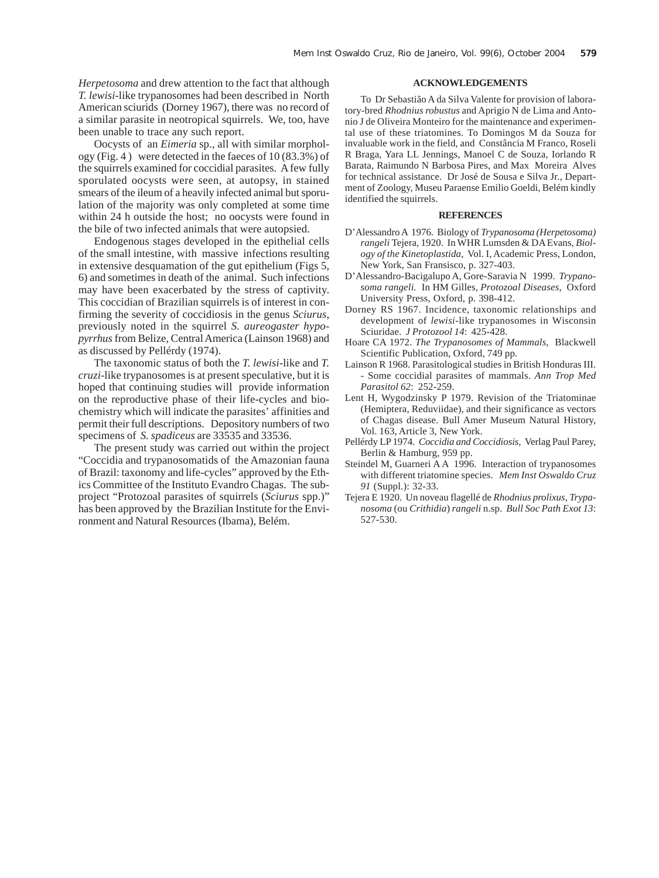*Herpetosoma* and drew attention to the fact that although *T. lewisi*-like trypanosomes had been described in North American sciurids (Dorney 1967), there was no record of a similar parasite in neotropical squirrels. We, too, have been unable to trace any such report.

Oocysts of an *Eimeria* sp., all with similar morphology (Fig. 4) were detected in the faeces of 10 (83.3%) of the squirrels examined for coccidial parasites. A few fully sporulated oocysts were seen, at autopsy, in stained smears of the ileum of a heavily infected animal but sporulation of the majority was only completed at some time within 24 h outside the host; no oocysts were found in the bile of two infected animals that were autopsied.

Endogenous stages developed in the epithelial cells of the small intestine, with massive infections resulting in extensive desquamation of the gut epithelium (Figs 5, 6) and sometimes in death of the animal. Such infections may have been exacerbated by the stress of captivity. This coccidian of Brazilian squirrels is of interest in confirming the severity of coccidiosis in the genus *Sciurus*, previously noted in the squirrel *S. aureogaster hypopyrrhus* from Belize, Central America (Lainson 1968) and as discussed by Pellérdy (1974).

The taxonomic status of both the *T. lewisi*-like and *T. cruzi*-like trypanosomes is at present speculative, but it is hoped that continuing studies will provide information on the reproductive phase of their life-cycles and biochemistry which will indicate the parasites' affinities and permit their full descriptions. Depository numbers of two specimens of *S. spadiceus* are 33535 and 33536.

The present study was carried out within the project "Coccidia and trypanosomatids of the Amazonian fauna of Brazil: taxonomy and life-cycles" approved by the Ethics Committee of the Instituto Evandro Chagas. The subproject "Protozoal parasites of squirrels (*Sciurus* spp.)" has been approved by the Brazilian Institute for the Environment and Natural Resources (Ibama), Belém.

## ACKNOWLEDGEMENTS

To Dr Sebastião A da Silva Valente for provision of laboratory-bred *Rhodnius robustus* and Aprigio N de Lima and Antonio J de Oliveira Monteiro for the maintenance and experimental use of these triatomines. To Domingos M da Souza for invaluable work in the field, and Constância M Franco, Roseli R Braga, Yara LL Jennings, Manoel C de Souza, Iorlando R Barata, Raimundo N Barbosa Pires, and Max Moreira Alves for technical assistance. Dr José de Sousa e Silva Jr., Department of Zoology, Museu Paraense Emilio Goeldi, Belém kindly identified the squirrels.

## REFERENCES

D'Alessandro A 1976. Biology of *Trypanosoma (Herpetosoma) rangeli* Tejera, 1920. In WHR Lumsden & DA Evans, *Biology of the Kinetoplastida*, Vol. I, Academic Press, London, New York, San Fransisco, p. 327-403.

D'Alessandro-Bacigalupo A, Gore-Saravia N 1999. *Trypanosoma rangeli.* In HM Gilles, *Protozoal Diseases*, Oxford University Press, Oxford, p. 398-412.

Dorney RS 1967. Incidence, taxonomic relationships and development of *lewisi*-like trypanosomes in Wisconsin Sciuridae. *J Protozool 14*: 425-428.

Hoare CA 1972. *The Trypanosomes of Mammals*, Blackwell Scientific Publication, Oxford, 749 pp.

Lainson R 1968. Parasitological studies in British Honduras III. - Some coccidial parasites of mammals. *Ann Trop Med Parasitol 62*: 252-259.

Lent H, Wygodzinsky P 1979. Revision of the Triatominae (Hemiptera, Reduviidae), and their significance as vectors of Chagas disease. Bull Amer Museum Natural History, Vol. 163, Article 3, New York.

Pellérdy LP 1974. *Coccidia and Coccidiosis*, Verlag Paul Parey, Berlin & Hamburg, 959 pp.

Steindel M, Guarneri A A 1996. Interaction of trypanosomes with different triatomine species. *Mem Inst Oswaldo Cruz 91* (Suppl.): 32-33.

Tejera E 1920. Un noveau flagellé de *Rhodnius prolixus*, *Trypanosoma* (ou *Crithidia*) *rangeli* n.sp. *Bull Soc Path Exot 13*: 527-530.